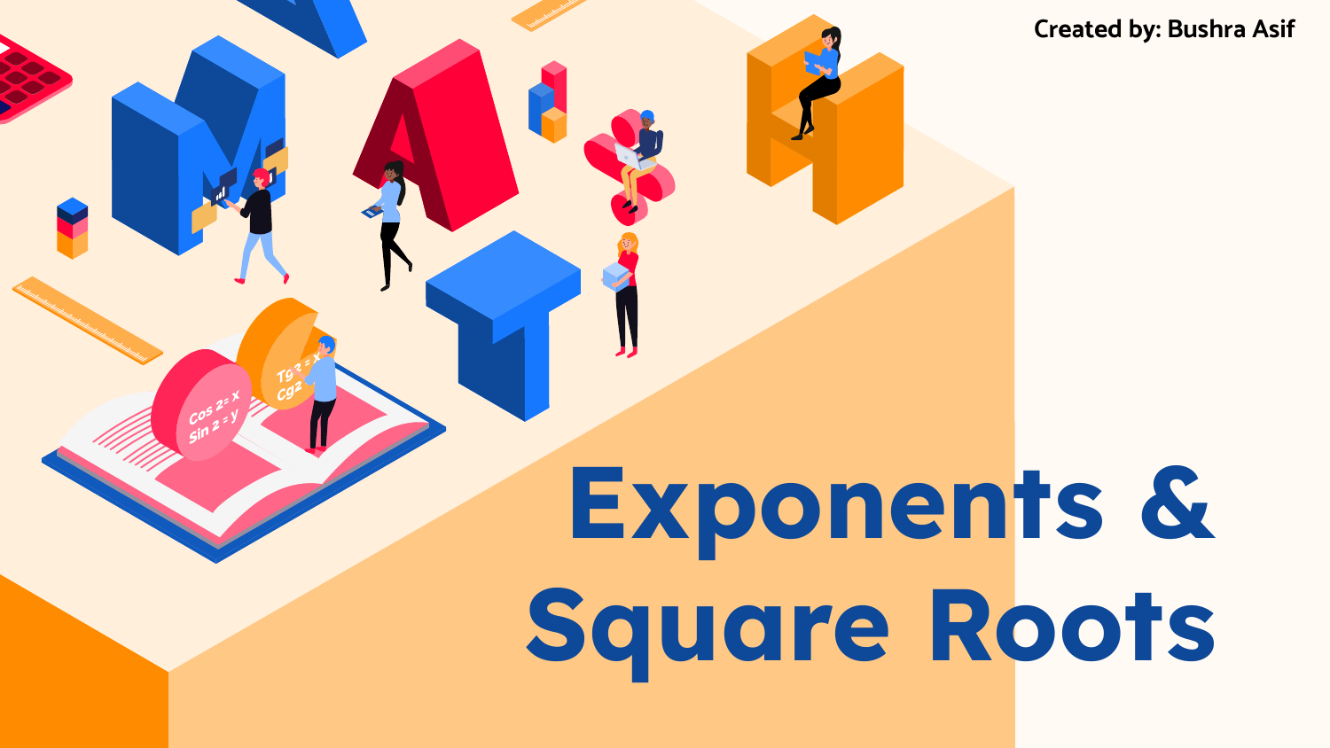Created by: Bushra Asif

# Exponents & Square Roots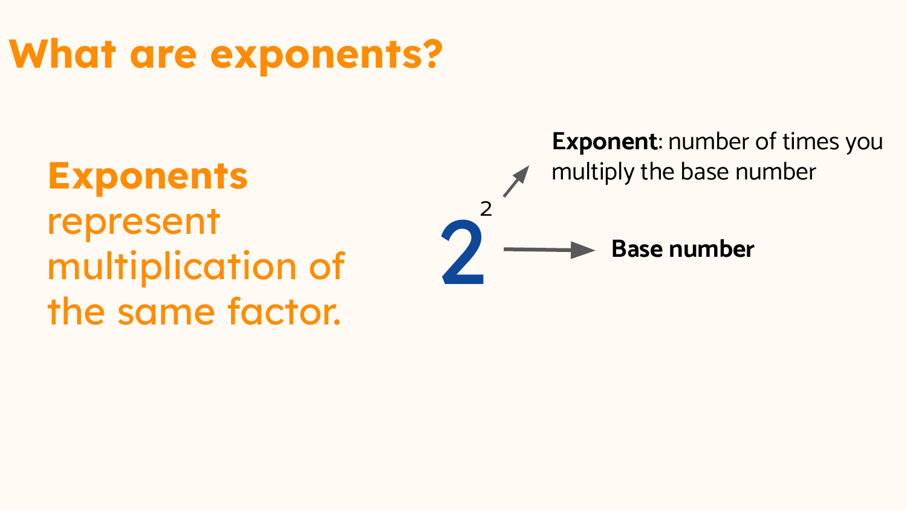# What are exponents?

**Exponents** represent multiplication of the same factor.

$$2^2$$

**Exponent**: number of times you multiply the base number

**Base number**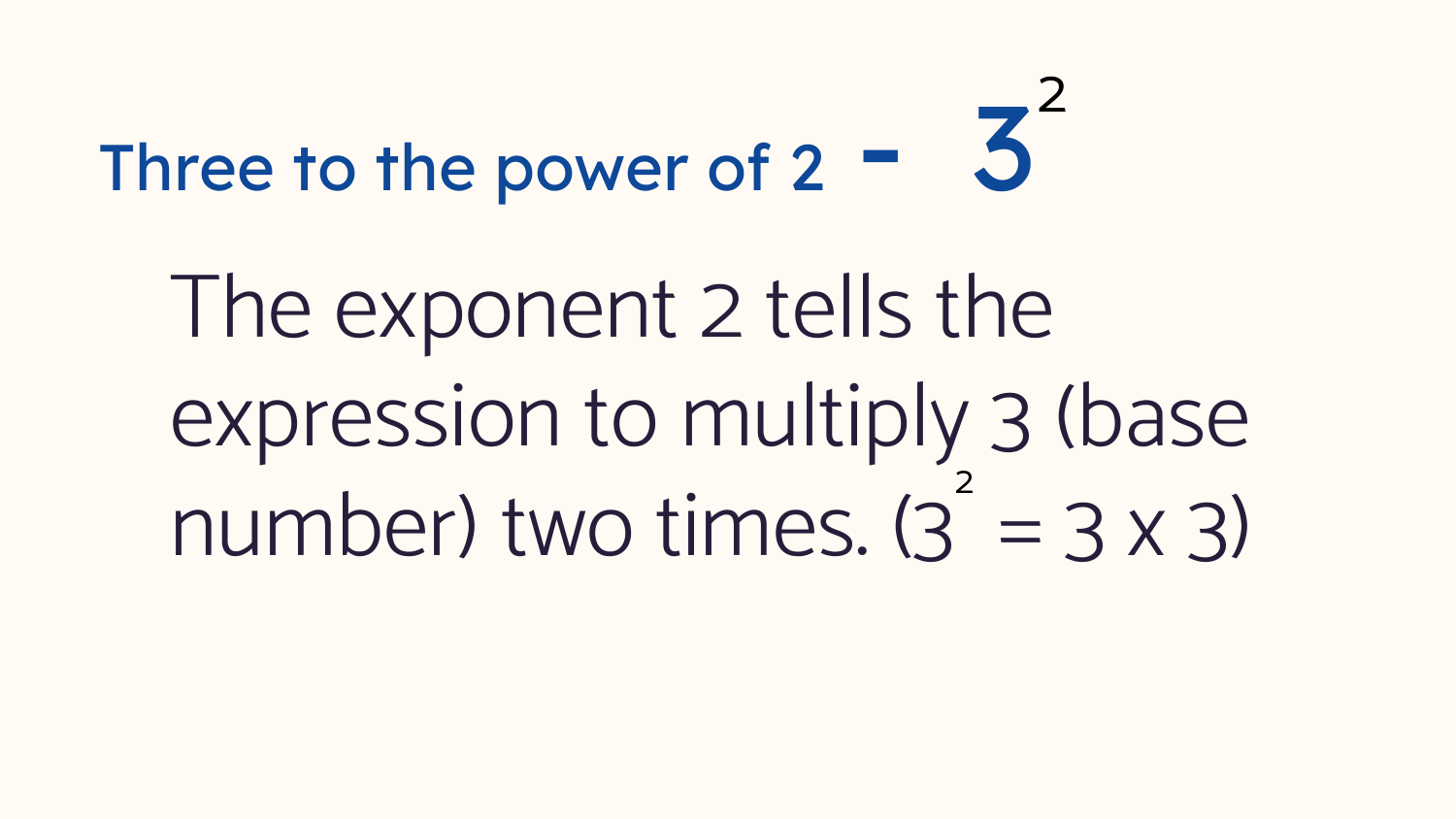## Three to the power of 2 - $3^2$

The exponent 2 tells the expression to multiply 3 (base number) two times. ($3^2 = 3 \times 3$)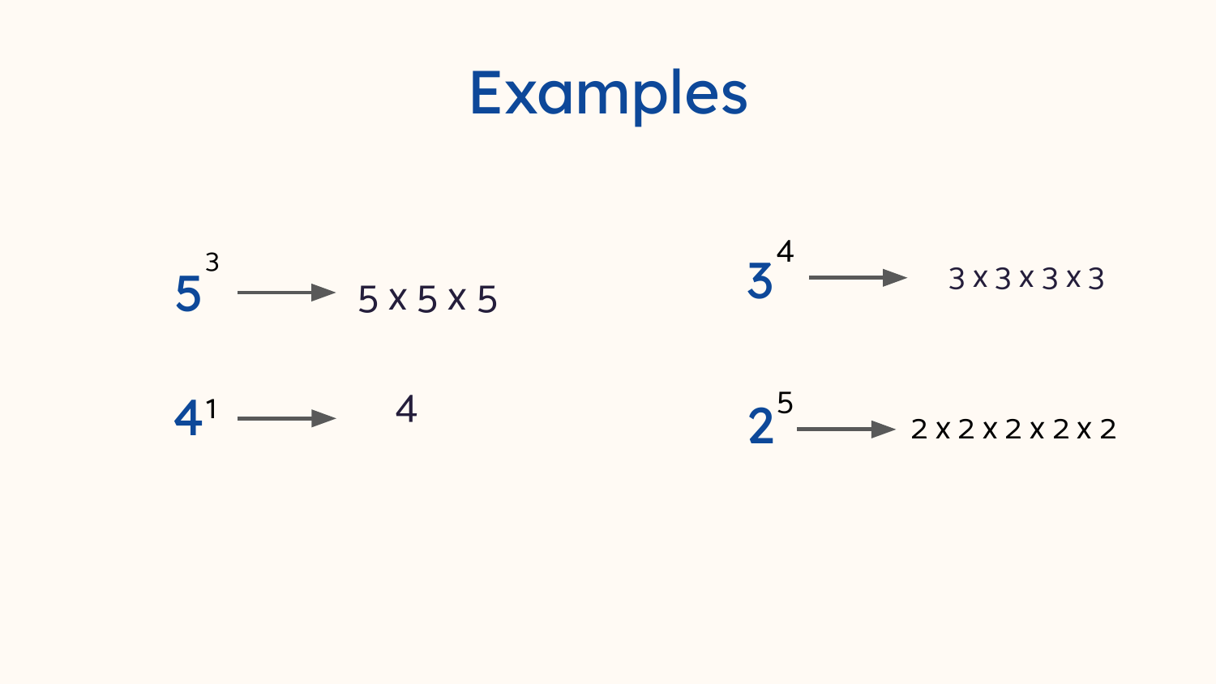# Examples

$5^3 \rightarrow 5 \times 5 \times 5$

$3^4 \rightarrow 3 \times 3 \times 3 \times 3$

$4^1 \rightarrow 4$

$2^5 \rightarrow 2 \times 2 \times 2 \times 2 \times 2$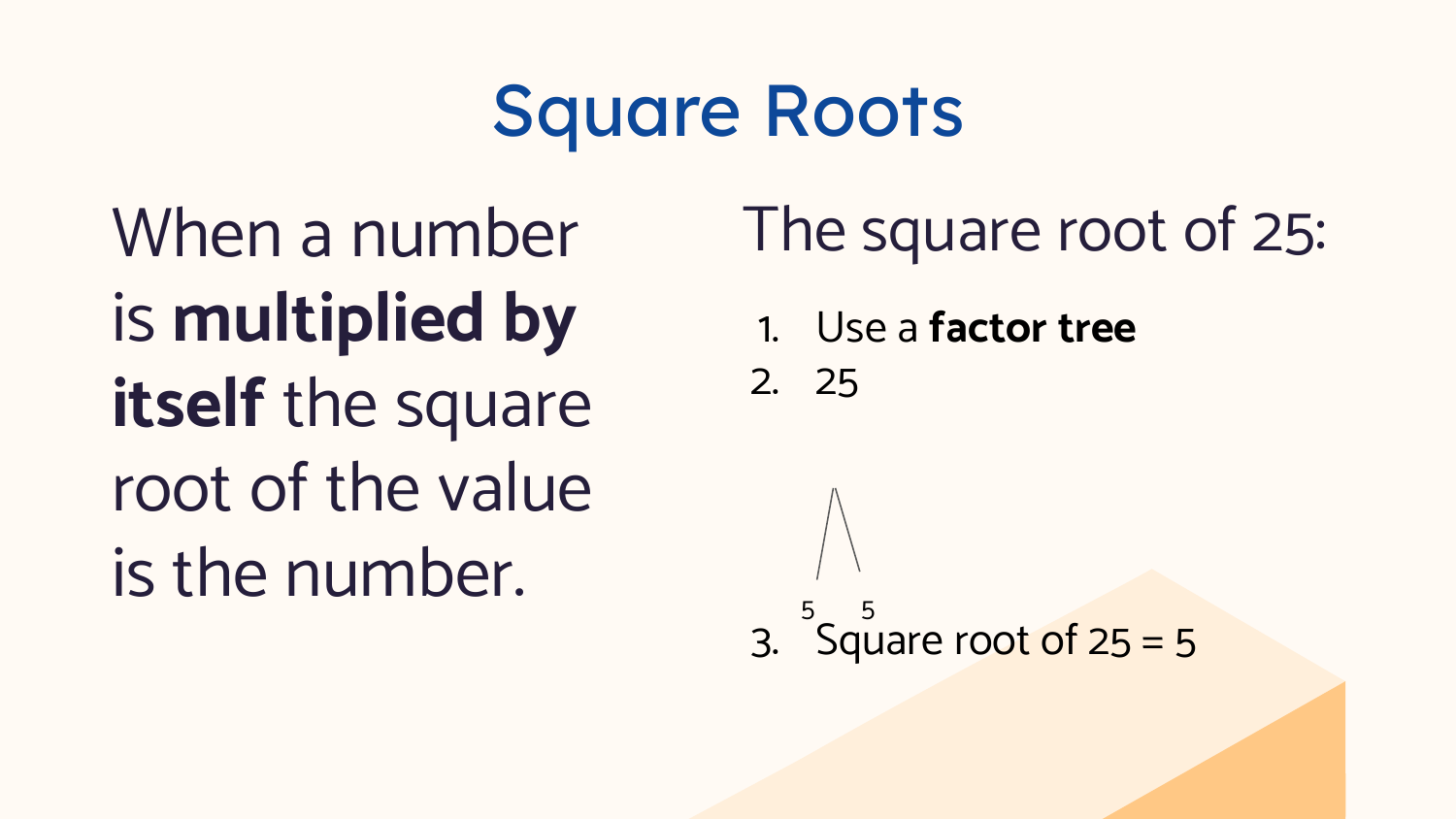# Square Roots

When a number is **multiplied by itself** the square root of the value is the number.

The square root of 25:

1. Use a **factor tree**
2. 25

   5 5

3. Square root of 25 = 5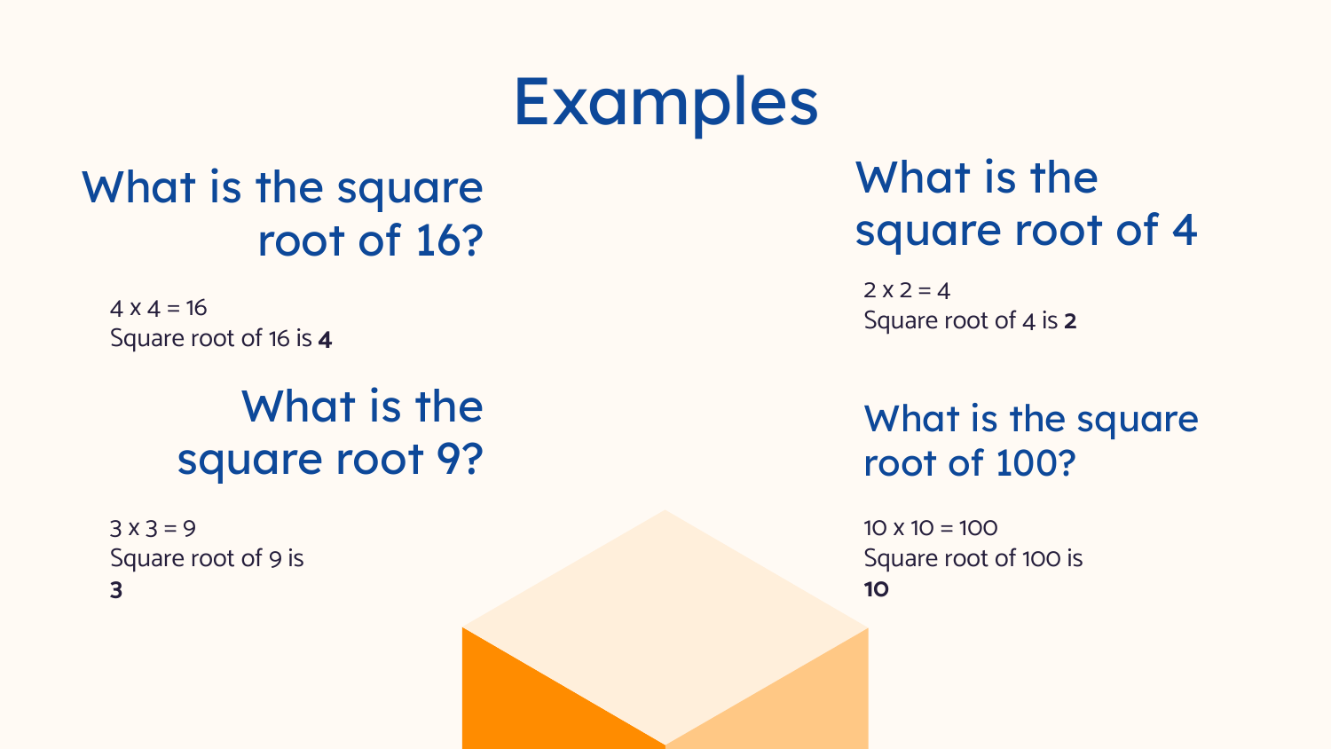# Examples

## What is the square root of 16?

4 x 4 = 16
Square root of 16 is **4**

## What is the square root 9?

3 x 3 = 9
Square root of 9 is
**3**

## What is the square root of 4

2 x 2 = 4
Square root of 4 is **2**

## What is the square root of 100?

10 x 10 = 100
Square root of 100 is
**10**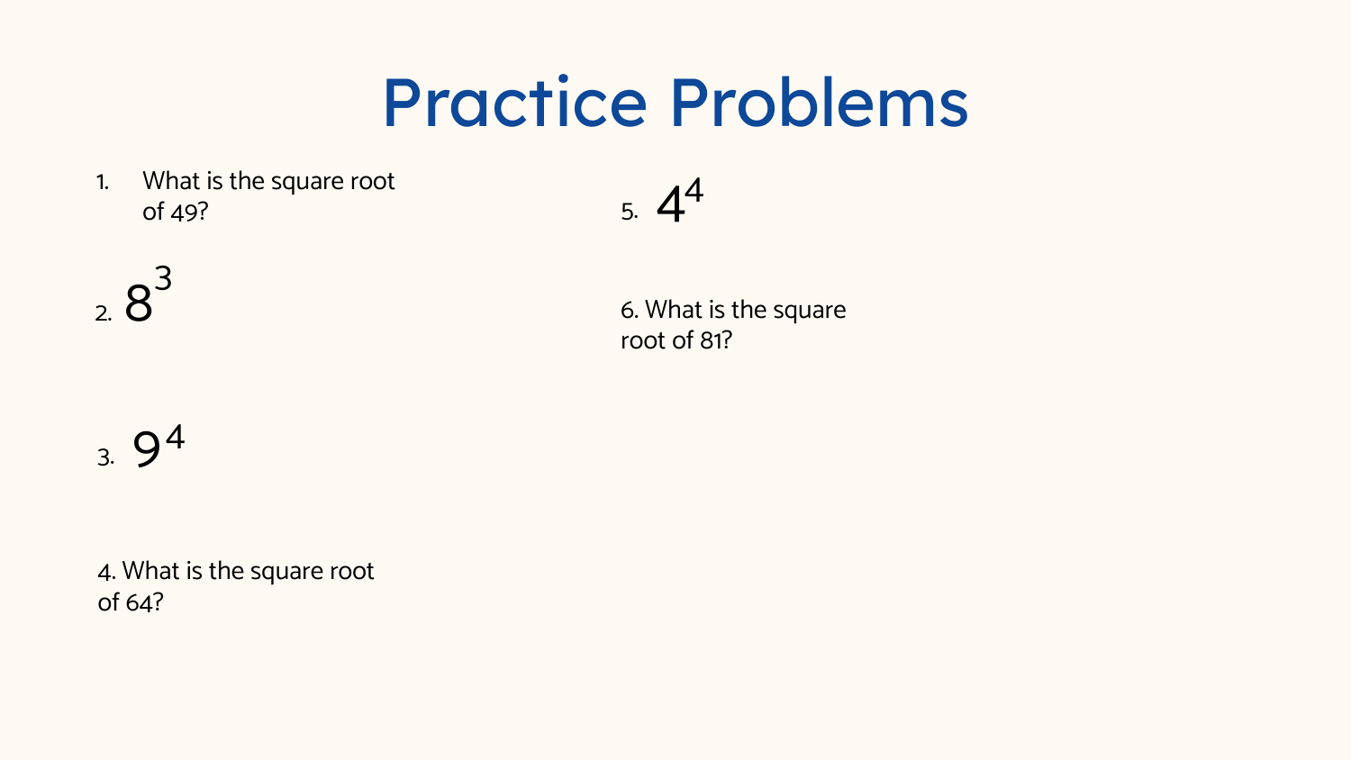# Practice Problems

1. What is the square root of 49?

2. $8^3$

3. $9^4$

4. What is the square root of 64?

5. $4^4$

6. What is the square root of 81?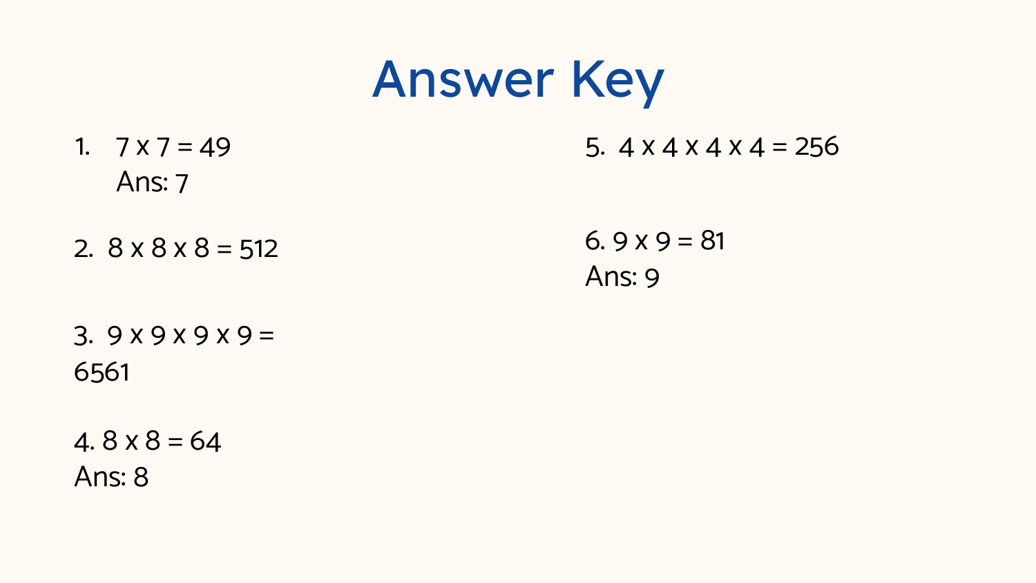# Answer Key

1. $7 \times 7 = 49$
   Ans: 7

2. $8 \times 8 \times 8 = 512$

3. $9 \times 9 \times 9 \times 9 = 6561$

4. $8 \times 8 = 64$
   Ans: 8

5. $4 \times 4 \times 4 \times 4 = 256$

6. $9 \times 9 = 81$
   Ans: 9